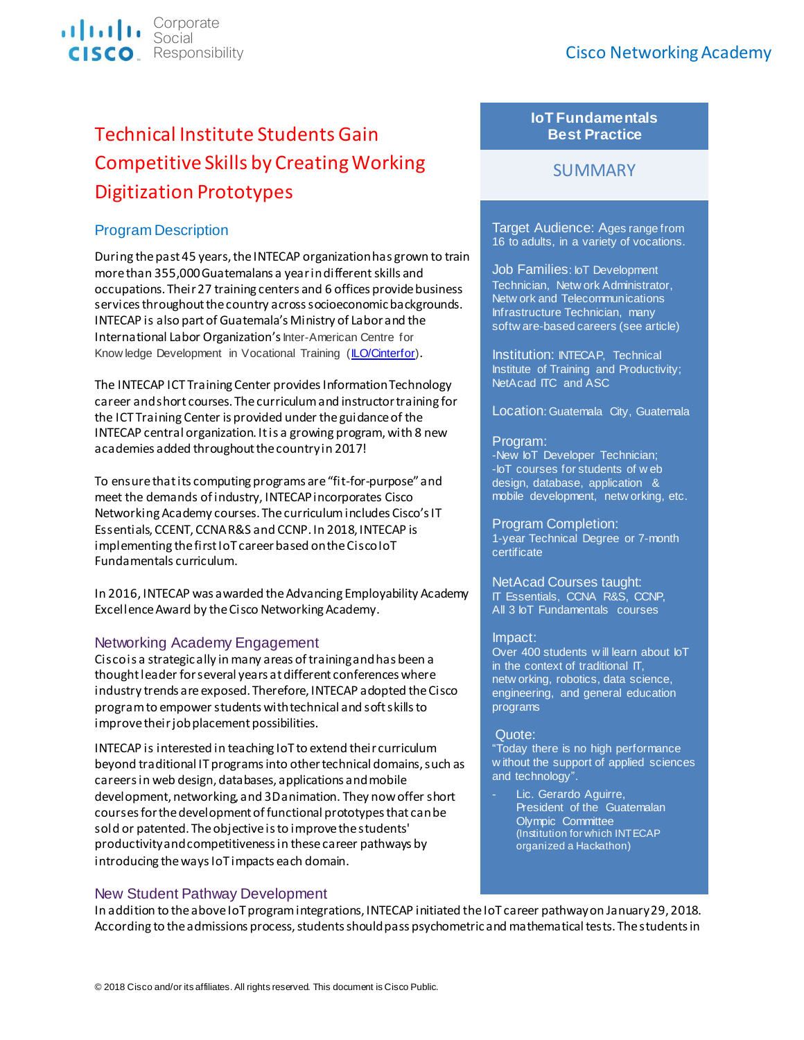Cisco Networking Academy

# Technical Institute Students Gain Competitive Skills by Creating Working Digitization Prototypes

## Program Description

During the past 45 years, the INTECAP organization has grown to train more than 355,000 Guatemalans a year in different skills and occupations. Their 27 training centers and 6 offices provide business services throughout the country across socioeconomic backgrounds. INTECAP is also part of Guatemala's Ministry of Labor and the International Labor Organization's Inter-American Centre for Knowledge Development in Vocational Training ([ILO/Cinterfor](ILO/Cinterfor)).

The INTECAP ICT Training Center provides Information Technology career and short courses. The curriculum and instructor training for the ICT Training Center is provided under the guidance of the INTECAP central organization. It is a growing program, with 8 new academies added throughout the country in 2017!

To ensure that its computing programs are "fit-for-purpose" and meet the demands of industry, INTECAP incorporates Cisco Networking Academy courses. The curriculum includes Cisco's IT Essentials, CCENT, CCNA R&S and CCNP. In 2018, INTECAP is implementing the first IoT career based on the Cisco IoT Fundamentals curriculum.

In 2016, INTECAP was awarded the Advancing Employability Academy Excellence Award by the Cisco Networking Academy.

## Networking Academy Engagement

Cisco is a strategic ally in many areas of training and has been a thought leader for several years at different conferences where industry trends are exposed. Therefore, INTECAP adopted the Cisco program to empower students with technical and soft skills to improve their job placement possibilities.

INTECAP is interested in teaching IoT to extend their curriculum beyond traditional IT programs into other technical domains, such as careers in web design, databases, applications and mobile development, networking, and 3D animation. They now offer short courses for the development of functional prototypes that can be sold or patented. The objective is to improve the students' productivity and competitiveness in these career pathways by introducing the ways IoT impacts each domain.

## New Student Pathway Development

In addition to the above IoT program integrations, INTECAP initiated the IoT career pathway on January 29, 2018. According to the admissions process, students should pass psychometric and mathematical tests. The students in

---

**IoT Fundamentals Best Practice**

## SUMMARY

**Target Audience:** Ages range from 16 to adults, in a variety of vocations.

**Job Families:** IoT Development Technician, Network Administrator, Network and Telecommunications Infrastructure Technician, many software-based careers (see article)

**Institution:** INTECAP, Technical Institute of Training and Productivity; NetAcad ITC and ASC

**Location:** Guatemala City, Guatemala

**Program:**
- New IoT Developer Technician;
- IoT courses for students of web design, database, application & mobile development, networking, etc.

**Program Completion:** 1-year Technical Degree or 7-month certificate

**NetAcad Courses taught:** IT Essentials, CCNA R&S, CCNP, All 3 IoT Fundamentals courses

**Impact:** Over 400 students will learn about IoT in the context of traditional IT, networking, robotics, data science, engineering, and general education programs

**Quote:** "Today there is no high performance without the support of applied sciences and technology".

- Lic. Gerardo Aguirre, President of the Guatemalan Olympic Committee (Institution for which INTECAP organized a Hackathon)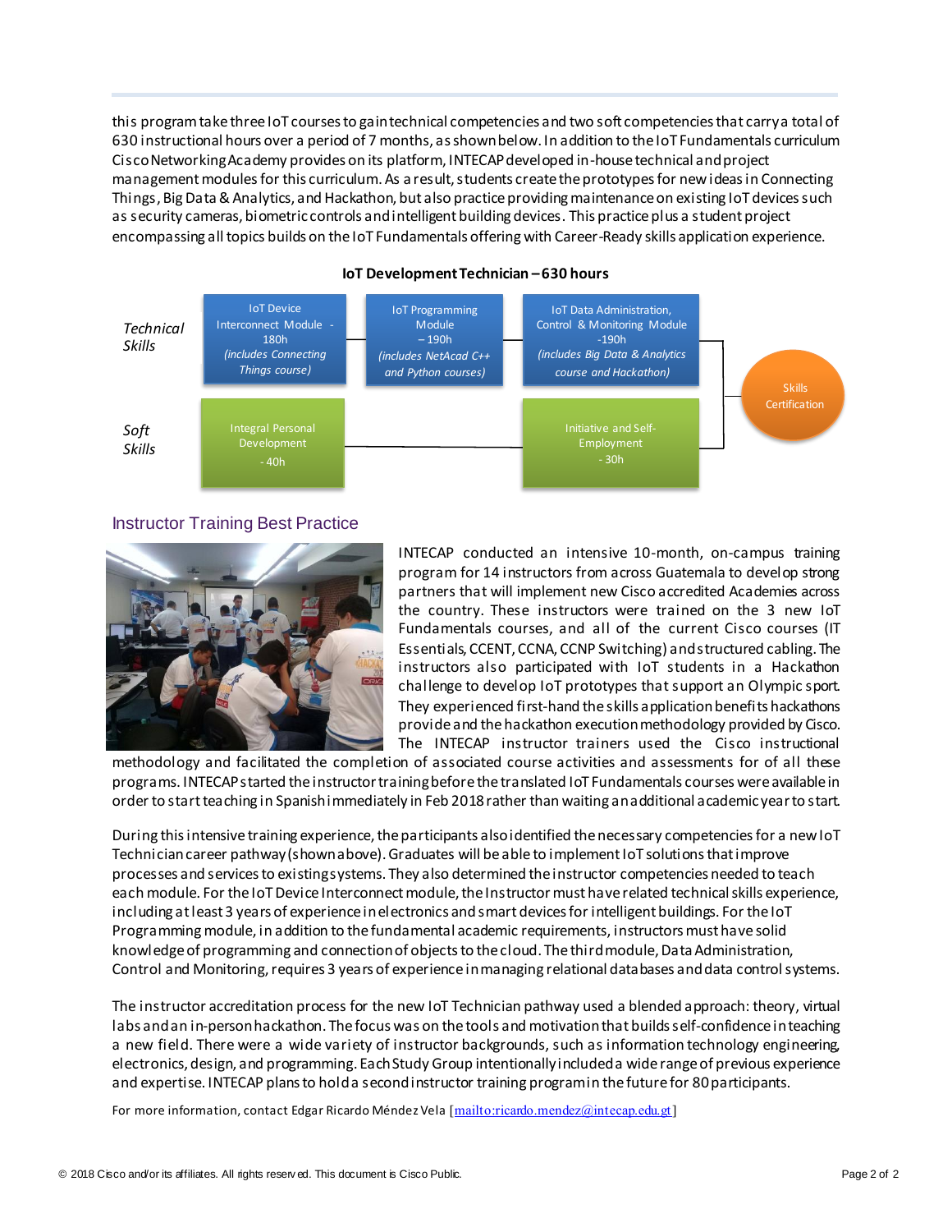this program take three IoT courses to gain technical competencies and two soft competencies that carry a total of 630 instructional hours over a period of 7 months, as shown below. In addition to the IoT Fundamentals curriculum Cisco Networking Academy provides on its platform, INTECAP developed in-house technical and project management modules for this curriculum. As a result, students create the prototypes for new ideas in Connecting Things, Big Data & Analytics, and Hackathon, but also practice providing maintenance on existing IoT devices such as security cameras, biometric controls and intelligent building devices. This practice plus a student project encompassing all topics builds on the IoT Fundamentals offering with Career-Ready skills application experience.

**IoT Development Technician – 630 hours**

*Technical Skills*

IoT Device Interconnect Module - 180h
*(includes Connecting Things course)*

IoT Programming Module – 190h
*(includes NetAcad C++ and Python courses)*

IoT Data Administration, Control & Monitoring Module -190h
*(includes Big Data & Analytics course and Hackathon)*

*Soft Skills*

Integral Personal Development - 40h

Initiative and Self-Employment - 30h

Skills Certification

## Instructor Training Best Practice

INTECAP conducted an intensive 10-month, on-campus training program for 14 instructors from across Guatemala to develop strong partners that will implement new Cisco accredited Academies across the country. These instructors were trained on the 3 new IoT Fundamentals courses, and all of the current Cisco courses (IT Essentials, CCENT, CCNA, CCNP Switching) and structured cabling. The instructors also participated with IoT students in a Hackathon challenge to develop IoT prototypes that support an Olympic sport. They experienced first-hand the skills application benefits hackathons provide and the hackathon execution methodology provided by Cisco. The INTECAP instructor trainers used the Cisco instructional methodology and facilitated the completion of associated course activities and assessments for all these programs. INTECAP started the instructor training before the translated IoT Fundamentals courses were available in order to start teaching in Spanish immediately in Feb 2018 rather than waiting an additional academic year to start.

During this intensive training experience, the participants also identified the necessary competencies for a new IoT Technician career pathway (shown above). Graduates will be able to implement IoT solutions that improve processes and services to existing systems. They also determined the instructor competencies needed to teach each module. For the IoT Device Interconnect module, the Instructor must have related technical skills experience, including at least 3 years of experience in electronics and smart devices for intelligent buildings. For the IoT Programming module, in addition to the fundamental academic requirements, instructors must have solid knowledge of programming and connection of objects to the cloud. The third module, Data Administration, Control and Monitoring, requires 3 years of experience in managing relational databases and data control systems.

The instructor accreditation process for the new IoT Technician pathway used a blended approach: theory, virtual labs and an in-person hackathon. The focus was on the tools and motivation that builds self-confidence in teaching a new field. There were a wide variety of instructor backgrounds, such as information technology engineering, electronics, design, and programming. Each Study Group intentionally included a wide range of previous experience and expertise. INTECAP plans to hold a second instructor training program in the future for 80 participants.

For more information, contact Edgar Ricardo Méndez Vela [mailto:ricardo.mendez@intecap.edu.gt]